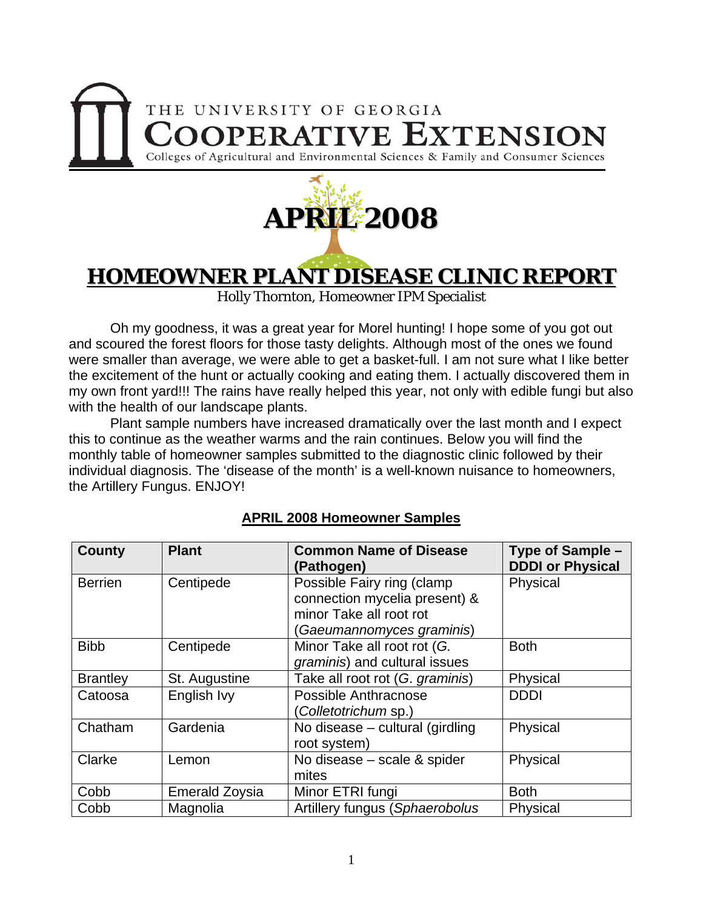THE UNIVERSITY OF GEORGIA
**COOPERATIVE EXTENSION**
Colleges of Agricultural and Environmental Sciences & Family and Consumer Sciences

# APRIL 2008

# HOMEOWNER PLANT DISEASE CLINIC REPORT

Holly Thornton, Homeowner IPM Specialist

Oh my goodness, it was a great year for Morel hunting! I hope some of you got out and scoured the forest floors for those tasty delights. Although most of the ones we found were smaller than average, we were able to get a basket-full. I am not sure what I like better the excitement of the hunt or actually cooking and eating them. I actually discovered them in my own front yard!!! The rains have really helped this year, not only with edible fungi but also with the health of our landscape plants.

Plant sample numbers have increased dramatically over the last month and I expect this to continue as the weather warms and the rain continues. Below you will find the monthly table of homeowner samples submitted to the diagnostic clinic followed by their individual diagnosis. The 'disease of the month' is a well-known nuisance to homeowners, the Artillery Fungus. ENJOY!

## APRIL 2008 Homeowner Samples

| County | Plant | Common Name of Disease (Pathogen) | Type of Sample – DDDI or Physical |
|---|---|---|---|
| Berrien | Centipede | Possible Fairy ring (clamp connection mycelia present) & minor Take all root rot (*Gaeumannomyces graminis*) | Physical |
| Bibb | Centipede | Minor Take all root rot (*G. graminis*) and cultural issues | Both |
| Brantley | St. Augustine | Take all root rot (*G. graminis*) | Physical |
| Catoosa | English Ivy | Possible Anthracnose (*Colletotrichum* sp.) | DDDI |
| Chatham | Gardenia | No disease – cultural (girdling root system) | Physical |
| Clarke | Lemon | No disease – scale & spider mites | Physical |
| Cobb | Emerald Zoysia | Minor ETRI fungi | Both |
| Cobb | Magnolia | Artillery fungus (*Sphaerobolus* | Physical |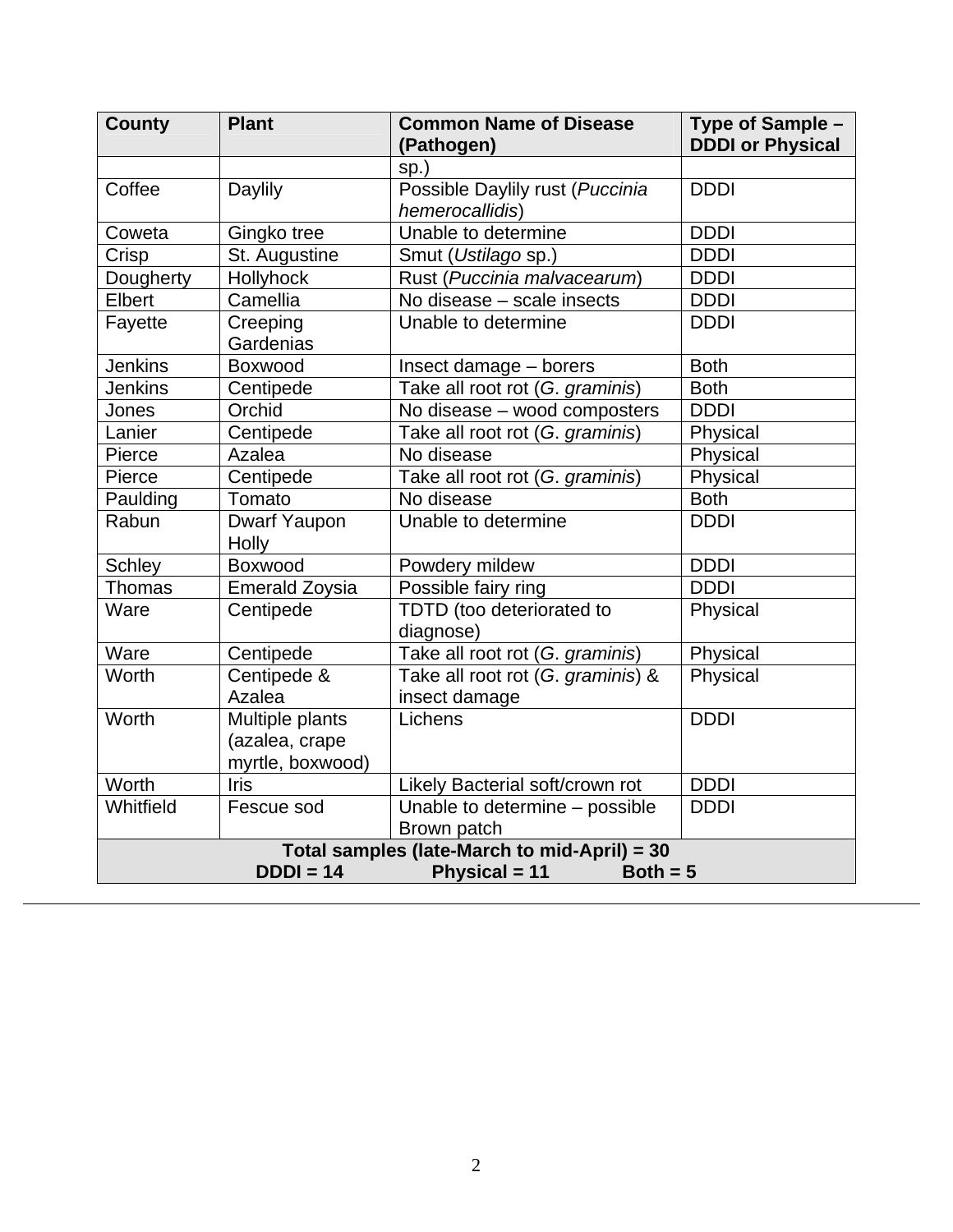| County | Plant | Common Name of Disease (Pathogen) | Type of Sample – DDDI or Physical |
|---|---|---|---|
| | | sp.) | |
| Coffee | Daylily | Possible Daylily rust (*Puccinia hemerocallidis*) | DDDI |
| Coweta | Gingko tree | Unable to determine | DDDI |
| Crisp | St. Augustine | Smut (*Ustilago* sp.) | DDDI |
| Dougherty | Hollyhock | Rust (*Puccinia malvacearum*) | DDDI |
| Elbert | Camellia | No disease – scale insects | DDDI |
| Fayette | Creeping Gardenias | Unable to determine | DDDI |
| Jenkins | Boxwood | Insect damage – borers | Both |
| Jenkins | Centipede | Take all root rot (*G. graminis*) | Both |
| Jones | Orchid | No disease – wood composters | DDDI |
| Lanier | Centipede | Take all root rot (*G. graminis*) | Physical |
| Pierce | Azalea | No disease | Physical |
| Pierce | Centipede | Take all root rot (*G. graminis*) | Physical |
| Paulding | Tomato | No disease | Both |
| Rabun | Dwarf Yaupon Holly | Unable to determine | DDDI |
| Schley | Boxwood | Powdery mildew | DDDI |
| Thomas | Emerald Zoysia | Possible fairy ring | DDDI |
| Ware | Centipede | TDTD (too deteriorated to diagnose) | Physical |
| Ware | Centipede | Take all root rot (*G. graminis*) | Physical |
| Worth | Centipede & Azalea | Take all root rot (*G. graminis*) & insect damage | Physical |
| Worth | Multiple plants (azalea, crape myrtle, boxwood) | Lichens | DDDI |
| Worth | Iris | Likely Bacterial soft/crown rot | DDDI |
| Whitfield | Fescue sod | Unable to determine – possible Brown patch | DDDI |
| **Total samples (late-March to mid-April) = 30** **DDDI = 14 Physical = 11 Both = 5** | | | |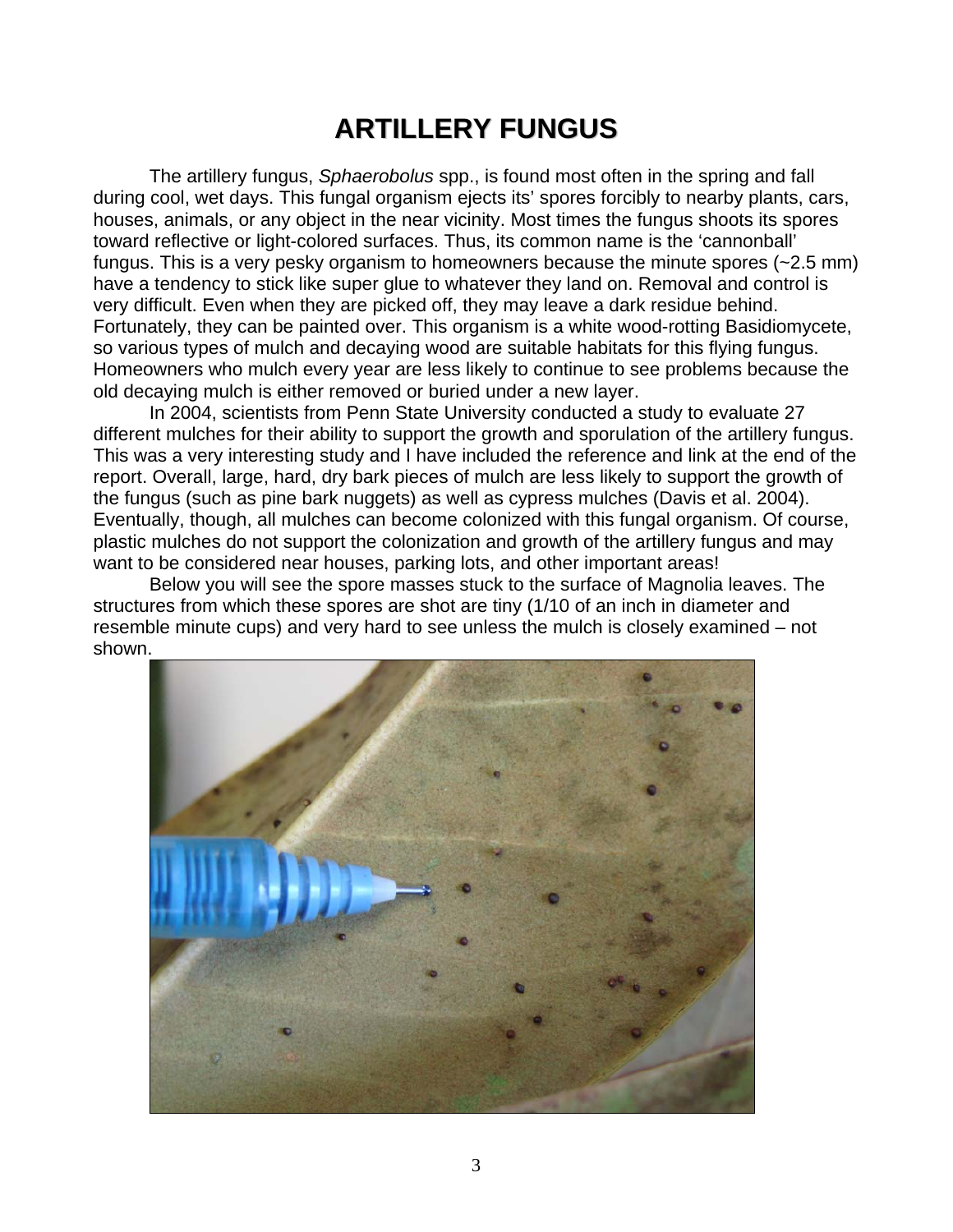# ARTILLERY FUNGUS

The artillery fungus, *Sphaerobolus* spp., is found most often in the spring and fall during cool, wet days. This fungal organism ejects its' spores forcibly to nearby plants, cars, houses, animals, or any object in the near vicinity. Most times the fungus shoots its spores toward reflective or light-colored surfaces. Thus, its common name is the 'cannonball' fungus. This is a very pesky organism to homeowners because the minute spores (~2.5 mm) have a tendency to stick like super glue to whatever they land on. Removal and control is very difficult. Even when they are picked off, they may leave a dark residue behind. Fortunately, they can be painted over. This organism is a white wood-rotting Basidiomycete, so various types of mulch and decaying wood are suitable habitats for this flying fungus. Homeowners who mulch every year are less likely to continue to see problems because the old decaying mulch is either removed or buried under a new layer.

In 2004, scientists from Penn State University conducted a study to evaluate 27 different mulches for their ability to support the growth and sporulation of the artillery fungus. This was a very interesting study and I have included the reference and link at the end of the report. Overall, large, hard, dry bark pieces of mulch are less likely to support the growth of the fungus (such as pine bark nuggets) as well as cypress mulches (Davis et al. 2004). Eventually, though, all mulches can become colonized with this fungal organism. Of course, plastic mulches do not support the colonization and growth of the artillery fungus and may want to be considered near houses, parking lots, and other important areas!

Below you will see the spore masses stuck to the surface of Magnolia leaves. The structures from which these spores are shot are tiny (1/10 of an inch in diameter and resemble minute cups) and very hard to see unless the mulch is closely examined – not shown.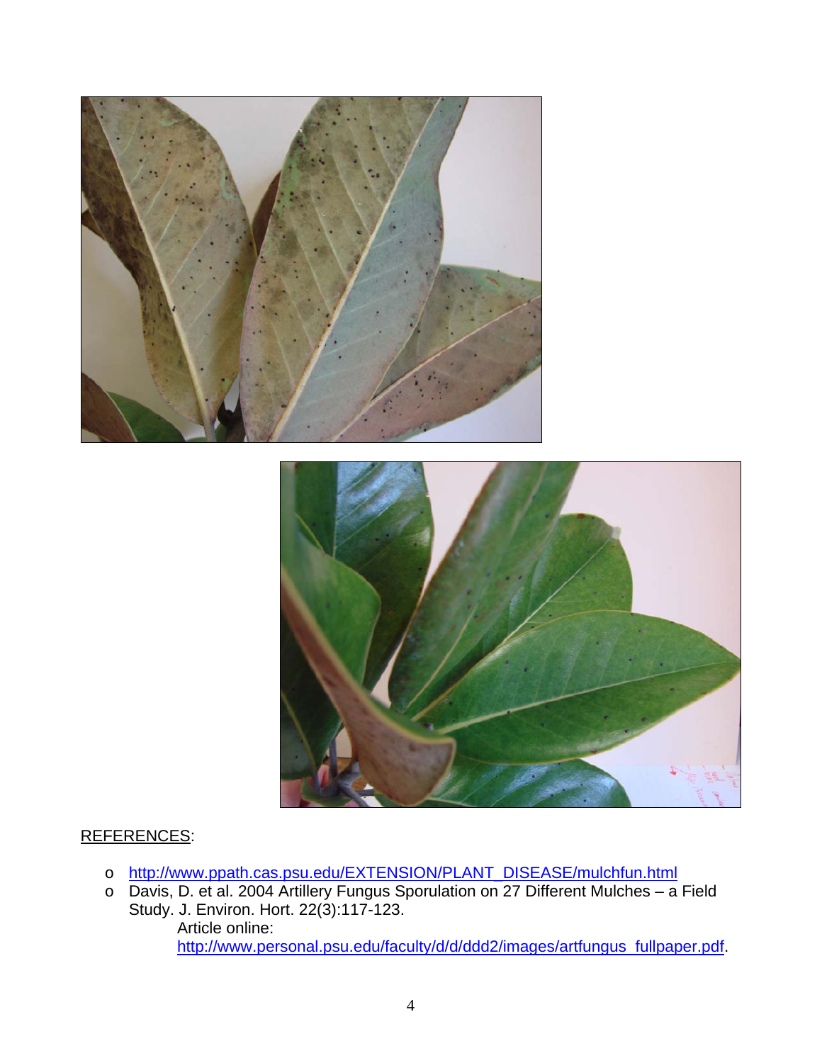REFERENCES:

- http://www.ppath.cas.psu.edu/EXTENSION/PLANT_DISEASE/mulchfun.html
- Davis, D. et al. 2004 Artillery Fungus Sporulation on 27 Different Mulches – a Field Study. J. Environ. Hort. 22(3):117-123.
  Article online:
  http://www.personal.psu.edu/faculty/d/d/ddd2/images/artfungus_fullpaper.pdf.